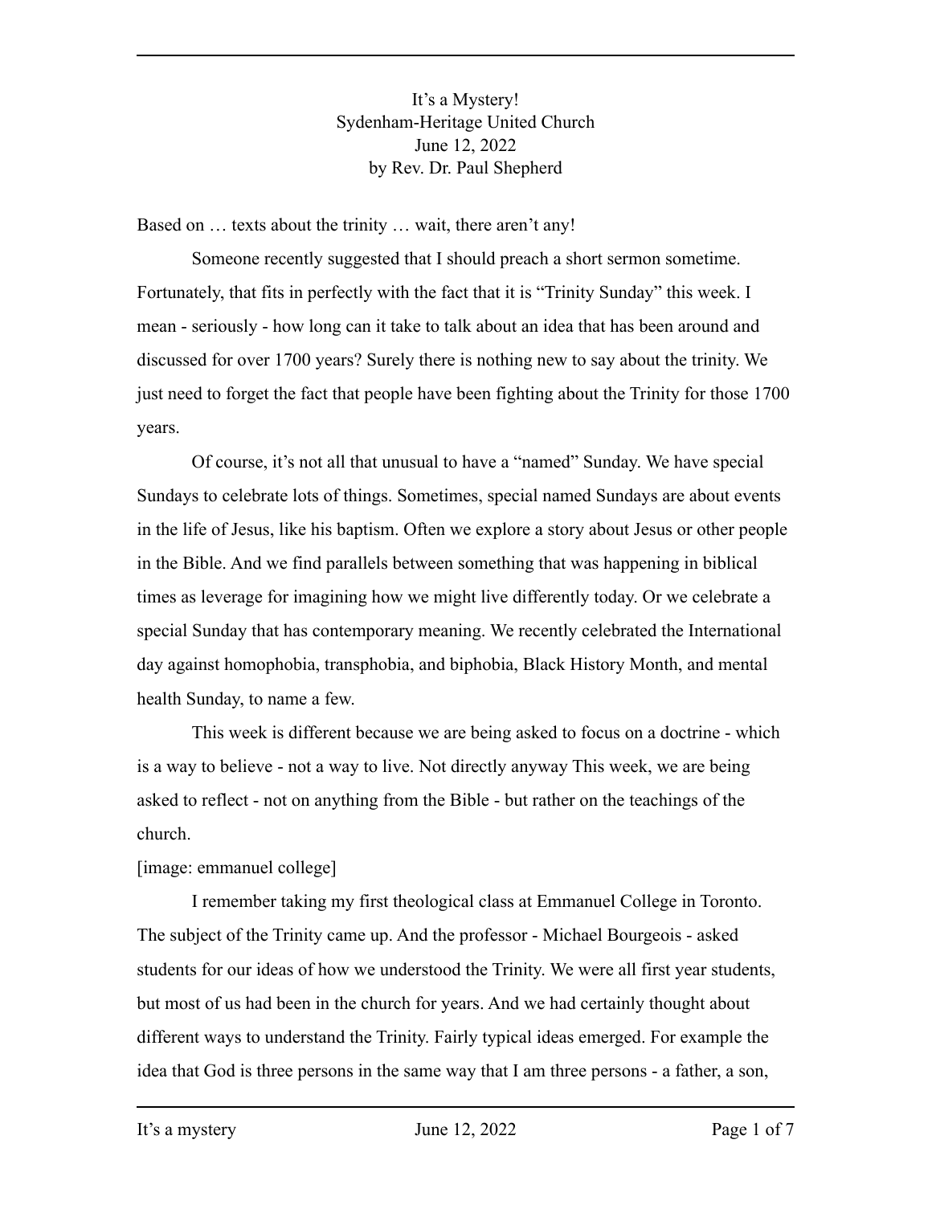# It's a Mystery!

Sydenham-Heritage United Church

June 12, 2022

by Rev. Dr. Paul Shepherd

Based on … texts about the trinity … wait, there aren't any!

Someone recently suggested that I should preach a short sermon sometime. Fortunately, that fits in perfectly with the fact that it is "Trinity Sunday" this week. I mean - seriously - how long can it take to talk about an idea that has been around and discussed for over 1700 years? Surely there is nothing new to say about the trinity. We just need to forget the fact that people have been fighting about the Trinity for those 1700 years.

Of course, it's not all that unusual to have a "named" Sunday. We have special Sundays to celebrate lots of things. Sometimes, special named Sundays are about events in the life of Jesus, like his baptism. Often we explore a story about Jesus or other people in the Bible. And we find parallels between something that was happening in biblical times as leverage for imagining how we might live differently today. Or we celebrate a special Sunday that has contemporary meaning. We recently celebrated the International day against homophobia, transphobia, and biphobia, Black History Month, and mental health Sunday, to name a few.

This week is different because we are being asked to focus on a doctrine - which is a way to believe - not a way to live. Not directly anyway This week, we are being asked to reflect - not on anything from the Bible - but rather on the teachings of the church.

[image: emmanuel college]

I remember taking my first theological class at Emmanuel College in Toronto. The subject of the Trinity came up. And the professor - Michael Bourgeois - asked students for our ideas of how we understood the Trinity. We were all first year students, but most of us had been in the church for years. And we had certainly thought about different ways to understand the Trinity. Fairly typical ideas emerged. For example the idea that God is three persons in the same way that I am three persons - a father, a son,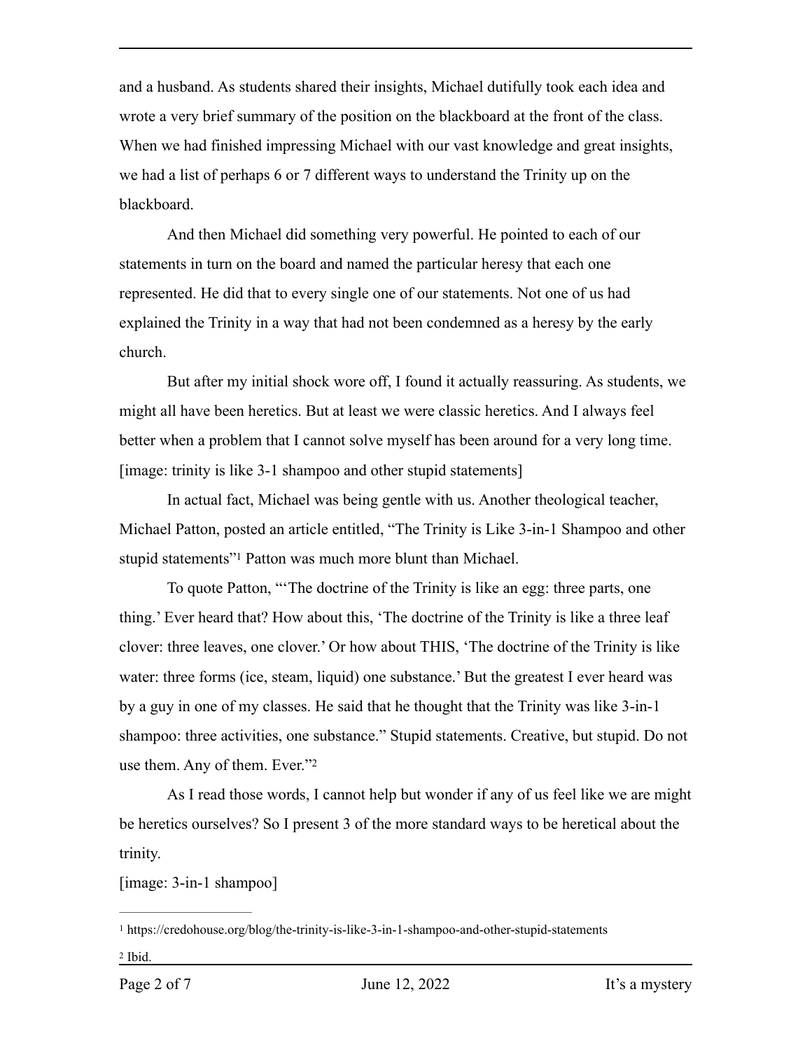and a husband. As students shared their insights, Michael dutifully took each idea and wrote a very brief summary of the position on the blackboard at the front of the class. When we had finished impressing Michael with our vast knowledge and great insights, we had a list of perhaps 6 or 7 different ways to understand the Trinity up on the blackboard.

And then Michael did something very powerful. He pointed to each of our statements in turn on the board and named the particular heresy that each one represented. He did that to every single one of our statements. Not one of us had explained the Trinity in a way that had not been condemned as a heresy by the early church.

But after my initial shock wore off, I found it actually reassuring. As students, we might all have been heretics. But at least we were classic heretics. And I always feel better when a problem that I cannot solve myself has been around for a very long time.
[image: trinity is like 3-1 shampoo and other stupid statements]

In actual fact, Michael was being gentle with us. Another theological teacher, Michael Patton, posted an article entitled, "The Trinity is Like 3-in-1 Shampoo and other stupid statements"[1] Patton was much more blunt than Michael.

To quote Patton, "'The doctrine of the Trinity is like an egg: three parts, one thing.' Ever heard that? How about this, 'The doctrine of the Trinity is like a three leaf clover: three leaves, one clover.' Or how about THIS, 'The doctrine of the Trinity is like water: three forms (ice, steam, liquid) one substance.' But the greatest I ever heard was by a guy in one of my classes. He said that he thought that the Trinity was like 3-in-1 shampoo: three activities, one substance." Stupid statements. Creative, but stupid. Do not use them. Any of them. Ever."[2]

As I read those words, I cannot help but wonder if any of us feel like we are might be heretics ourselves? So I present 3 of the more standard ways to be heretical about the trinity.

[image: 3-in-1 shampoo]

---

[1] https://credohouse.org/blog/the-trinity-is-like-3-in-1-shampoo-and-other-stupid-statements

[2] Ibid.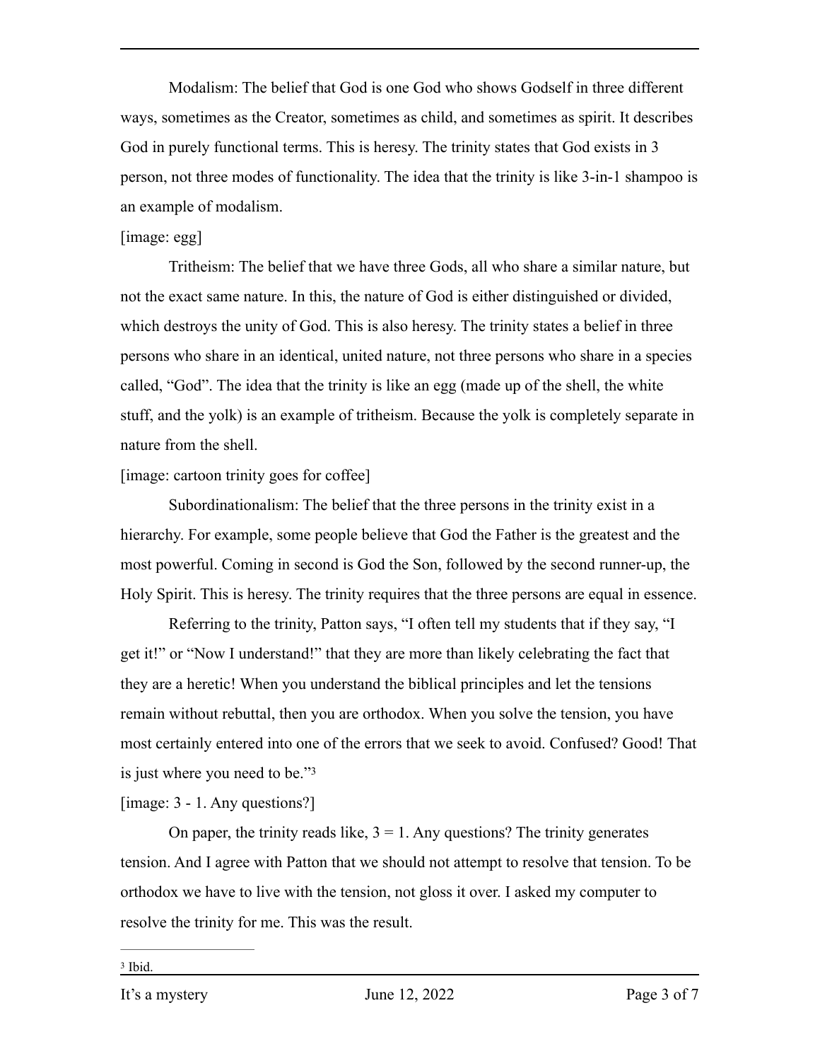Modalism: The belief that God is one God who shows Godself in three different ways, sometimes as the Creator, sometimes as child, and sometimes as spirit. It describes God in purely functional terms. This is heresy. The trinity states that God exists in 3 person, not three modes of functionality. The idea that the trinity is like 3-in-1 shampoo is an example of modalism.

[image: egg]

Tritheism: The belief that we have three Gods, all who share a similar nature, but not the exact same nature. In this, the nature of God is either distinguished or divided, which destroys the unity of God. This is also heresy. The trinity states a belief in three persons who share in an identical, united nature, not three persons who share in a species called, "God". The idea that the trinity is like an egg (made up of the shell, the white stuff, and the yolk) is an example of tritheism. Because the yolk is completely separate in nature from the shell.

[image: cartoon trinity goes for coffee]

Subordinationalism: The belief that the three persons in the trinity exist in a hierarchy. For example, some people believe that God the Father is the greatest and the most powerful. Coming in second is God the Son, followed by the second runner-up, the Holy Spirit. This is heresy. The trinity requires that the three persons are equal in essence.

Referring to the trinity, Patton says, "I often tell my students that if they say, "I get it!" or "Now I understand!" that they are more than likely celebrating the fact that they are a heretic! When you understand the biblical principles and let the tensions remain without rebuttal, then you are orthodox. When you solve the tension, you have most certainly entered into one of the errors that we seek to avoid. Confused? Good! That is just where you need to be."[3]

[image: 3 - 1. Any questions?]

On paper, the trinity reads like, 3 = 1. Any questions? The trinity generates tension. And I agree with Patton that we should not attempt to resolve that tension. To be orthodox we have to live with the tension, not gloss it over. I asked my computer to resolve the trinity for me. This was the result.

---

[3] Ibid.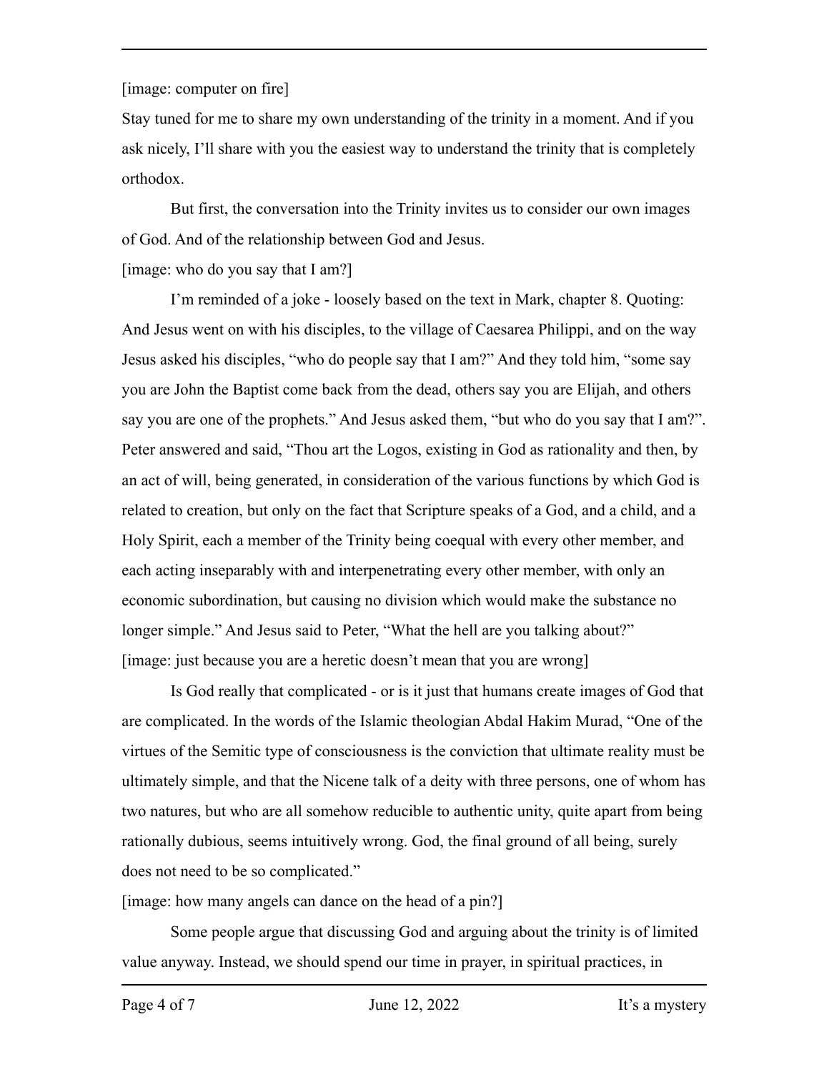[image: computer on fire]

Stay tuned for me to share my own understanding of the trinity in a moment. And if you ask nicely, I'll share with you the easiest way to understand the trinity that is completely orthodox.

But first, the conversation into the Trinity invites us to consider our own images of God. And of the relationship between God and Jesus.

[image: who do you say that I am?]

I'm reminded of a joke - loosely based on the text in Mark, chapter 8. Quoting: And Jesus went on with his disciples, to the village of Caesarea Philippi, and on the way Jesus asked his disciples, "who do people say that I am?" And they told him, "some say you are John the Baptist come back from the dead, others say you are Elijah, and others say you are one of the prophets." And Jesus asked them, "but who do you say that I am?". Peter answered and said, "Thou art the Logos, existing in God as rationality and then, by an act of will, being generated, in consideration of the various functions by which God is related to creation, but only on the fact that Scripture speaks of a God, and a child, and a Holy Spirit, each a member of the Trinity being coequal with every other member, and each acting inseparably with and interpenetrating every other member, with only an economic subordination, but causing no division which would make the substance no longer simple." And Jesus said to Peter, "What the hell are you talking about?"

[image: just because you are a heretic doesn't mean that you are wrong]

Is God really that complicated - or is it just that humans create images of God that are complicated. In the words of the Islamic theologian Abdal Hakim Murad, "One of the virtues of the Semitic type of consciousness is the conviction that ultimate reality must be ultimately simple, and that the Nicene talk of a deity with three persons, one of whom has two natures, but who are all somehow reducible to authentic unity, quite apart from being rationally dubious, seems intuitively wrong. God, the final ground of all being, surely does not need to be so complicated."

[image: how many angels can dance on the head of a pin?]

Some people argue that discussing God and arguing about the trinity is of limited value anyway. Instead, we should spend our time in prayer, in spiritual practices, in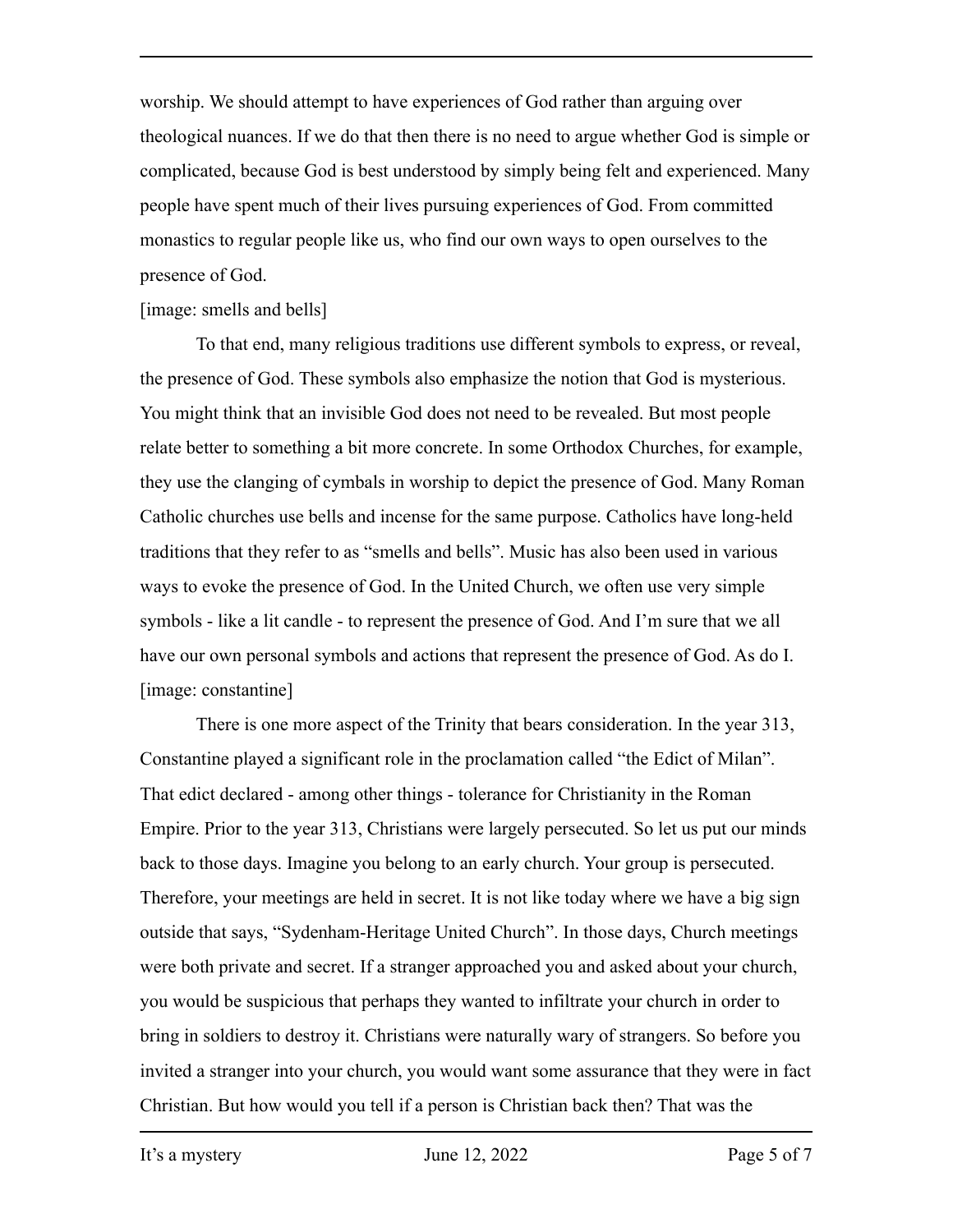worship. We should attempt to have experiences of God rather than arguing over theological nuances. If we do that then there is no need to argue whether God is simple or complicated, because God is best understood by simply being felt and experienced. Many people have spent much of their lives pursuing experiences of God. From committed monastics to regular people like us, who find our own ways to open ourselves to the presence of God.

[image: smells and bells]

To that end, many religious traditions use different symbols to express, or reveal, the presence of God. These symbols also emphasize the notion that God is mysterious. You might think that an invisible God does not need to be revealed. But most people relate better to something a bit more concrete. In some Orthodox Churches, for example, they use the clanging of cymbals in worship to depict the presence of God. Many Roman Catholic churches use bells and incense for the same purpose. Catholics have long-held traditions that they refer to as "smells and bells". Music has also been used in various ways to evoke the presence of God. In the United Church, we often use very simple symbols - like a lit candle - to represent the presence of God. And I'm sure that we all have our own personal symbols and actions that represent the presence of God. As do I.

[image: constantine]

There is one more aspect of the Trinity that bears consideration. In the year 313, Constantine played a significant role in the proclamation called "the Edict of Milan". That edict declared - among other things - tolerance for Christianity in the Roman Empire. Prior to the year 313, Christians were largely persecuted. So let us put our minds back to those days. Imagine you belong to an early church. Your group is persecuted. Therefore, your meetings are held in secret. It is not like today where we have a big sign outside that says, "Sydenham-Heritage United Church". In those days, Church meetings were both private and secret. If a stranger approached you and asked about your church, you would be suspicious that perhaps they wanted to infiltrate your church in order to bring in soldiers to destroy it. Christians were naturally wary of strangers. So before you invited a stranger into your church, you would want some assurance that they were in fact Christian. But how would you tell if a person is Christian back then? That was the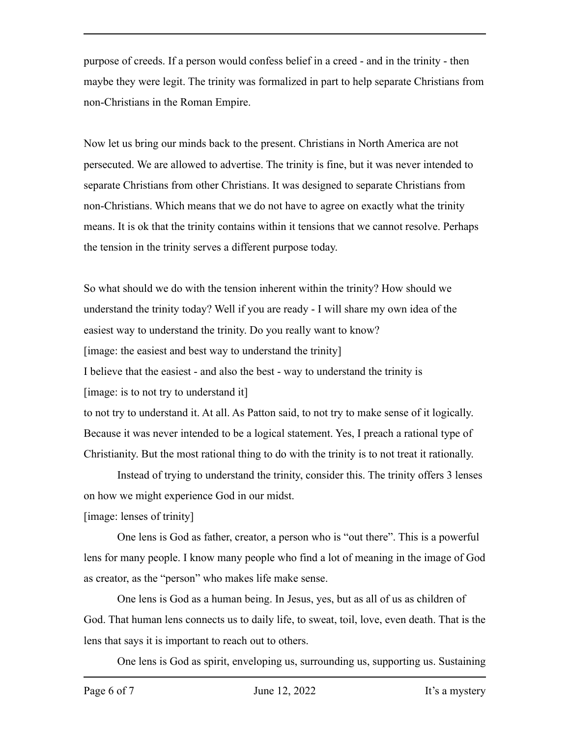purpose of creeds. If a person would confess belief in a creed - and in the trinity - then maybe they were legit. The trinity was formalized in part to help separate Christians from non-Christians in the Roman Empire.

Now let us bring our minds back to the present. Christians in North America are not persecuted. We are allowed to advertise. The trinity is fine, but it was never intended to separate Christians from other Christians. It was designed to separate Christians from non-Christians. Which means that we do not have to agree on exactly what the trinity means. It is ok that the trinity contains within it tensions that we cannot resolve. Perhaps the tension in the trinity serves a different purpose today.

So what should we do with the tension inherent within the trinity? How should we understand the trinity today? Well if you are ready - I will share my own idea of the easiest way to understand the trinity. Do you really want to know?

[image: the easiest and best way to understand the trinity]

I believe that the easiest - and also the best - way to understand the trinity is

[image: is to not try to understand it]

to not try to understand it. At all. As Patton said, to not try to make sense of it logically. Because it was never intended to be a logical statement. Yes, I preach a rational type of Christianity. But the most rational thing to do with the trinity is to not treat it rationally.

Instead of trying to understand the trinity, consider this. The trinity offers 3 lenses on how we might experience God in our midst.

[image: lenses of trinity]

One lens is God as father, creator, a person who is "out there". This is a powerful lens for many people. I know many people who find a lot of meaning in the image of God as creator, as the "person" who makes life make sense.

One lens is God as a human being. In Jesus, yes, but as all of us as children of God. That human lens connects us to daily life, to sweat, toil, love, even death. That is the lens that says it is important to reach out to others.

One lens is God as spirit, enveloping us, surrounding us, supporting us. Sustaining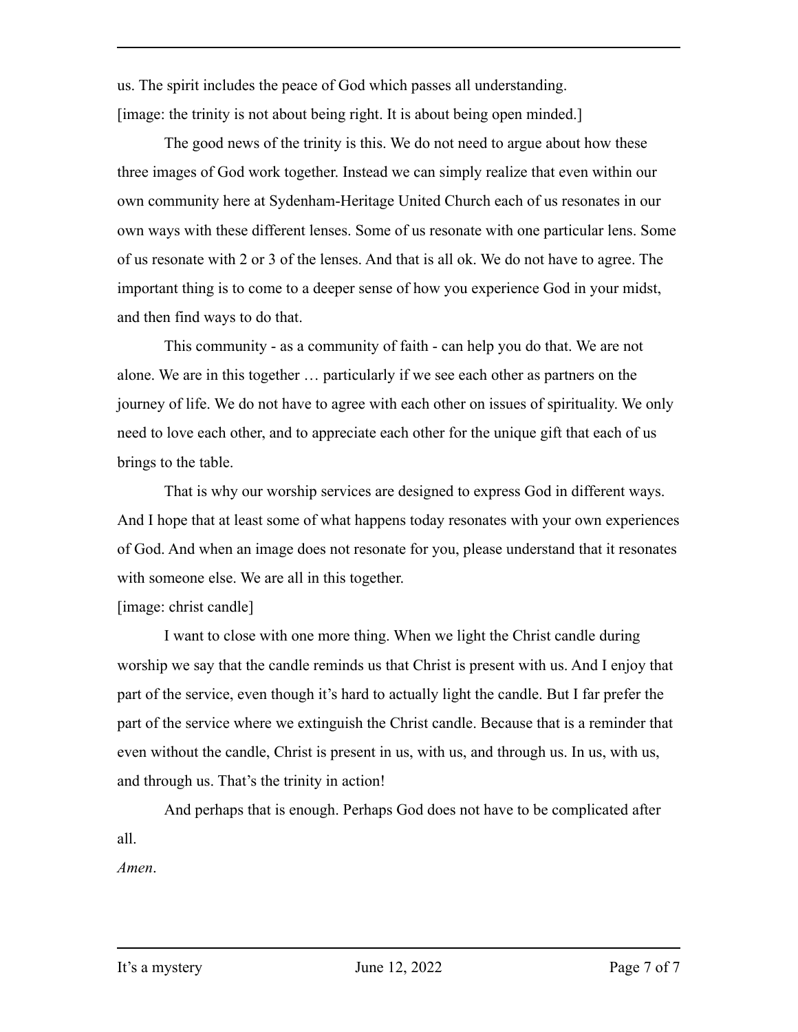us. The spirit includes the peace of God which passes all understanding.

[image: the trinity is not about being right. It is about being open minded.]

The good news of the trinity is this. We do not need to argue about how these three images of God work together. Instead we can simply realize that even within our own community here at Sydenham-Heritage United Church each of us resonates in our own ways with these different lenses. Some of us resonate with one particular lens. Some of us resonate with 2 or 3 of the lenses. And that is all ok. We do not have to agree. The important thing is to come to a deeper sense of how you experience God in your midst, and then find ways to do that.

This community - as a community of faith - can help you do that. We are not alone. We are in this together … particularly if we see each other as partners on the journey of life. We do not have to agree with each other on issues of spirituality. We only need to love each other, and to appreciate each other for the unique gift that each of us brings to the table.

That is why our worship services are designed to express God in different ways. And I hope that at least some of what happens today resonates with your own experiences of God. And when an image does not resonate for you, please understand that it resonates with someone else. We are all in this together.

[image: christ candle]

I want to close with one more thing. When we light the Christ candle during worship we say that the candle reminds us that Christ is present with us. And I enjoy that part of the service, even though it's hard to actually light the candle. But I far prefer the part of the service where we extinguish the Christ candle. Because that is a reminder that even without the candle, Christ is present in us, with us, and through us. In us, with us, and through us. That's the trinity in action!

And perhaps that is enough. Perhaps God does not have to be complicated after all.

*Amen*.